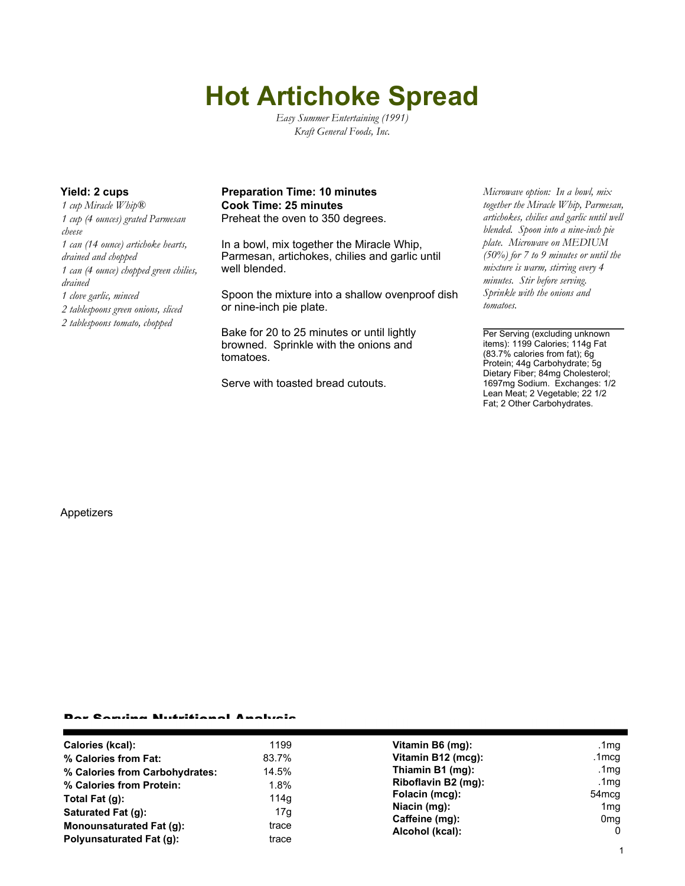# Hot Artichoke Spread

*Easy Summer Entertaining (1991)*
*Kraft General Foods, Inc.*

**Yield: 2 cups**

*1 cup Miracle Whip®*
*1 cup (4 ounces) grated Parmesan cheese*
*1 can (14 ounce) artichoke hearts, drained and chopped*
*1 can (4 ounce) chopped green chilies, drained*
*1 clove garlic, minced*
*2 tablespoons green onions, sliced*
*2 tablespoons tomato, chopped*

**Preparation Time: 10 minutes**
**Cook Time: 25 minutes**

Preheat the oven to 350 degrees.

In a bowl, mix together the Miracle Whip, Parmesan, artichokes, chilies and garlic until well blended.

Spoon the mixture into a shallow ovenproof dish or nine-inch pie plate.

Bake for 20 to 25 minutes or until lightly browned. Sprinkle with the onions and tomatoes.

Serve with toasted bread cutouts.

*Microwave option: In a bowl, mix together the Miracle Whip, Parmesan, artichokes, chilies and garlic until well blended. Spoon into a nine-inch pie plate. Microwave on MEDIUM (50%) for 7 to 9 minutes or until the mixture is warm, stirring every 4 minutes. Stir before serving. Sprinkle with the onions and tomatoes.*

Per Serving (excluding unknown items): 1199 Calories; 114g Fat (83.7% calories from fat); 6g Protein; 44g Carbohydrate; 5g Dietary Fiber; 84mg Cholesterol; 1697mg Sodium. Exchanges: 1/2 Lean Meat; 2 Vegetable; 22 1/2 Fat; 2 Other Carbohydrates.

Appetizers

## Per Serving Nutritional Analysis

| | | | |
|---|---|---|---|
| **Calories (kcal):** | 1199 | **Vitamin B6 (mg):** | .1mg |
| **% Calories from Fat:** | 83.7% | **Vitamin B12 (mcg):** | .1mcg |
| **% Calories from Carbohydrates:** | 14.5% | **Thiamin B1 (mg):** | .1mg |
| **% Calories from Protein:** | 1.8% | **Riboflavin B2 (mg):** | .1mg |
| **Total Fat (g):** | 114g | **Folacin (mcg):** | 54mcg |
| **Saturated Fat (g):** | 17g | **Niacin (mg):** | 1mg |
| **Monounsaturated Fat (g):** | trace | **Caffeine (mg):** | 0mg |
| **Polyunsaturated Fat (g):** | trace | **Alcohol (kcal):** | 0 |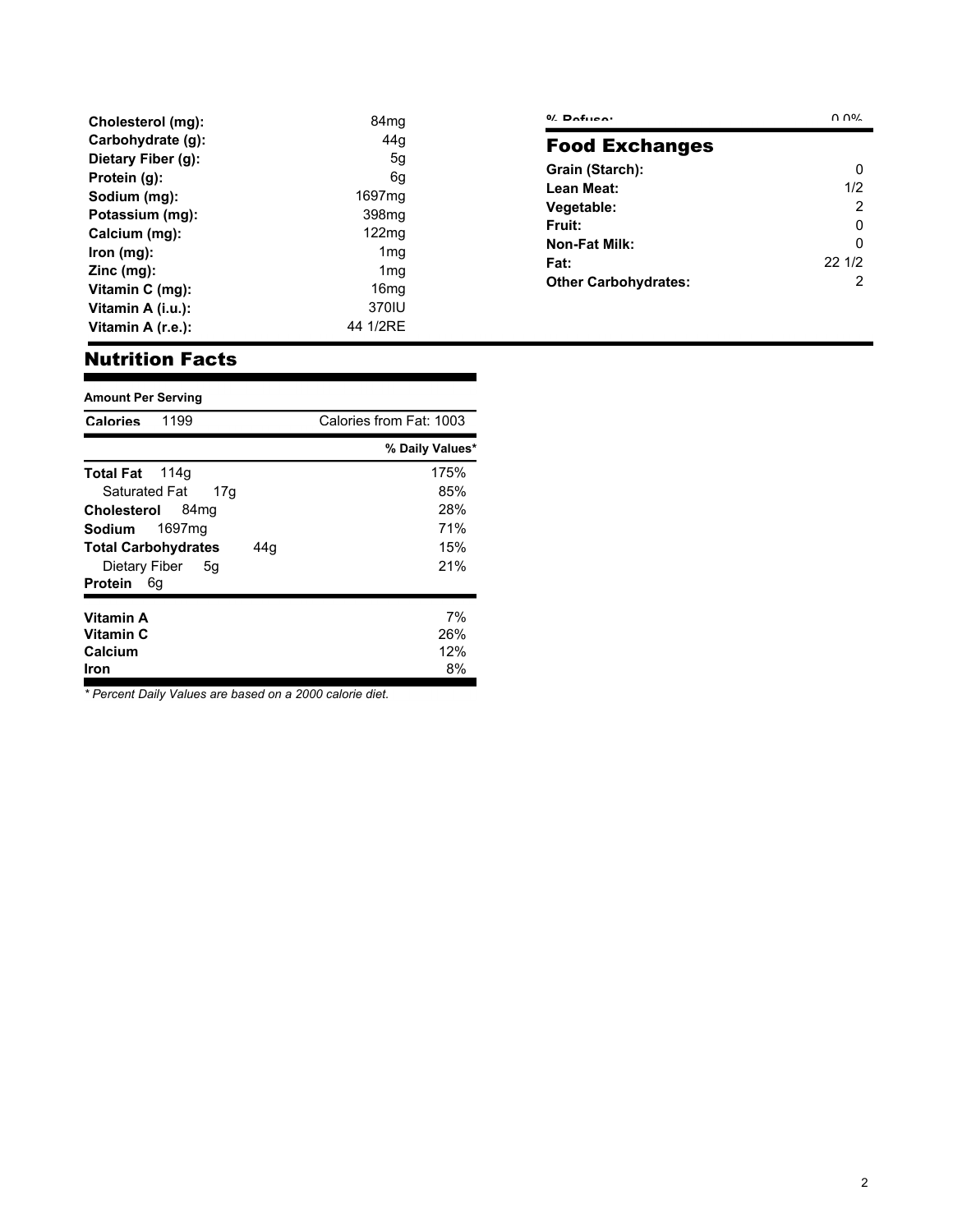| | |
|---|---|
| **Cholesterol (mg):** | 84mg |
| **Carbohydrate (g):** | 44g |
| **Dietary Fiber (g):** | 5g |
| **Protein (g):** | 6g |
| **Sodium (mg):** | 1697mg |
| **Potassium (mg):** | 398mg |
| **Calcium (mg):** | 122mg |
| **Iron (mg):** | 1mg |
| **Zinc (mg):** | 1mg |
| **Vitamin C (mg):** | 16mg |
| **Vitamin A (i.u.):** | 370IU |
| **Vitamin A (r.e.):** | 44 1/2RE |

| | |
|---|---|
| **% Refuse:** | 0.0% |

## Food Exchanges

| | |
|---|---|
| **Grain (Starch):** | 0 |
| **Lean Meat:** | 1/2 |
| **Vegetable:** | 2 |
| **Fruit:** | 0 |
| **Non-Fat Milk:** | 0 |
| **Fat:** | 22 1/2 |
| **Other Carbohydrates:** | 2 |

## Nutrition Facts

**Amount Per Serving**

| | |
|---|---|
| **Calories** 1199 | Calories from Fat: 1003 |
| | **% Daily Values*** |
| **Total Fat** 114g | 175% |
| Saturated Fat 17g | 85% |
| **Cholesterol** 84mg | 28% |
| **Sodium** 1697mg | 71% |
| **Total Carbohydrates** 44g | 15% |
| Dietary Fiber 5g | 21% |
| **Protein** 6g | |
| **Vitamin A** | 7% |
| **Vitamin C** | 26% |
| **Calcium** | 12% |
| **Iron** | 8% |

*\* Percent Daily Values are based on a 2000 calorie diet.*